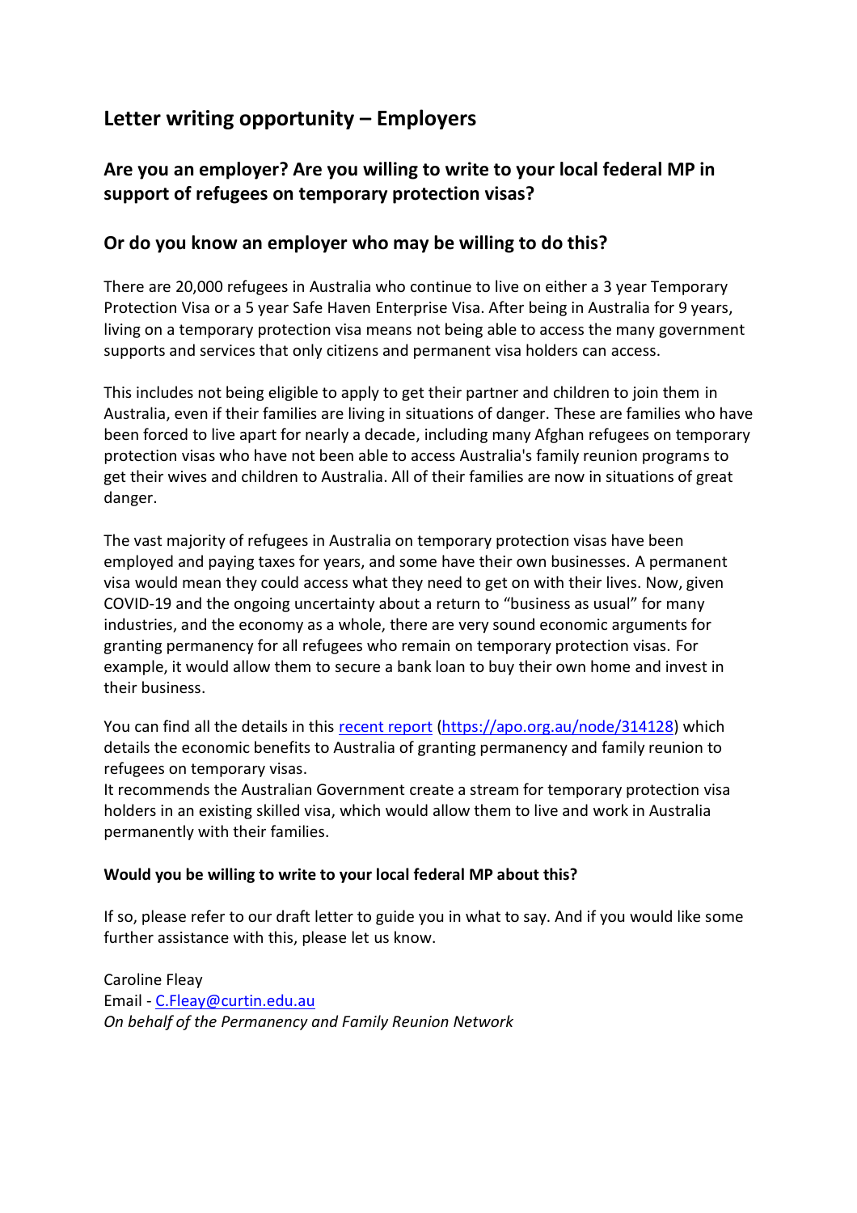# Letter writing opportunity – Employers

## Are you an employer? Are you willing to write to your local federal MP in support of refugees on temporary protection visas?

## Or do you know an employer who may be willing to do this?

There are 20,000 refugees in Australia who continue to live on either a 3 year Temporary Protection Visa or a 5 year Safe Haven Enterprise Visa. After being in Australia for 9 years, living on a temporary protection visa means not being able to access the many government supports and services that only citizens and permanent visa holders can access.

This includes not being eligible to apply to get their partner and children to join them in Australia, even if their families are living in situations of danger. These are families who have been forced to live apart for nearly a decade, including many Afghan refugees on temporary protection visas who have not been able to access Australia's family reunion programs to get their wives and children to Australia. All of their families are now in situations of great danger.

The vast majority of refugees in Australia on temporary protection visas have been employed and paying taxes for years, and some have their own businesses. A permanent visa would mean they could access what they need to get on with their lives. Now, given COVID-19 and the ongoing uncertainty about a return to "business as usual" for many industries, and the economy as a whole, there are very sound economic arguments for granting permanency for all refugees who remain on temporary protection visas. For example, it would allow them to secure a bank loan to buy their own home and invest in their business.

You can find all the details in this [recent report](https://apo.org.au/node/314128) (https://apo.org.au/node/314128) which details the economic benefits to Australia of granting permanency and family reunion to refugees on temporary visas.
It recommends the Australian Government create a stream for temporary protection visa holders in an existing skilled visa, which would allow them to live and work in Australia permanently with their families.

**Would you be willing to write to your local federal MP about this?**

If so, please refer to our draft letter to guide you in what to say. And if you would like some further assistance with this, please let us know.

Caroline Fleay
Email - C.Fleay@curtin.edu.au
*On behalf of the Permanency and Family Reunion Network*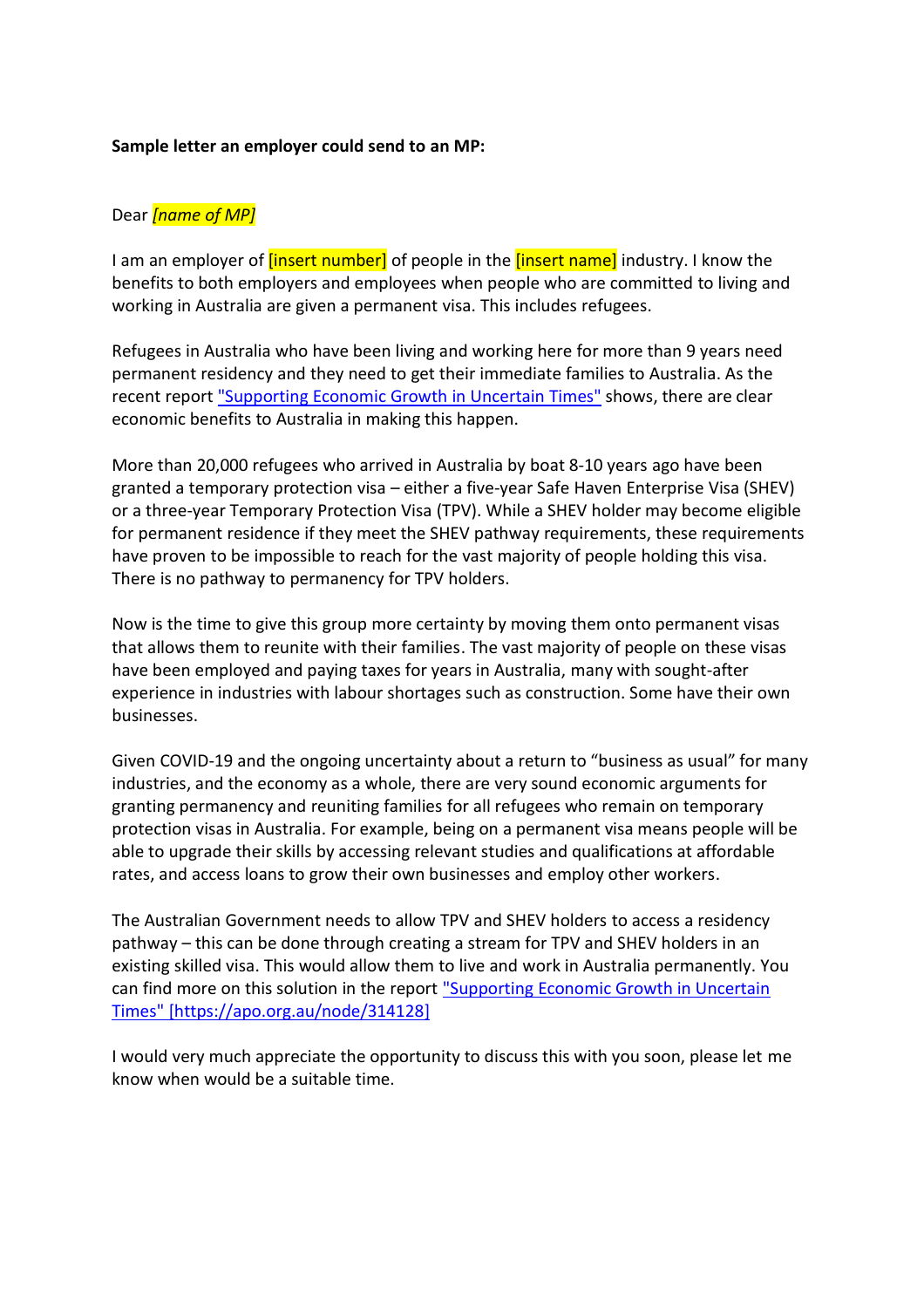**Sample letter an employer could send to an MP:**

Dear *[name of MP]*

I am an employer of [insert number] of people in the [insert name] industry. I know the benefits to both employers and employees when people who are committed to living and working in Australia are given a permanent visa. This includes refugees.

Refugees in Australia who have been living and working here for more than 9 years need permanent residency and they need to get their immediate families to Australia. As the recent report ["Supporting Economic Growth in Uncertain Times"](https://apo.org.au/node/314128) shows, there are clear economic benefits to Australia in making this happen.

More than 20,000 refugees who arrived in Australia by boat 8-10 years ago have been granted a temporary protection visa – either a five-year Safe Haven Enterprise Visa (SHEV) or a three-year Temporary Protection Visa (TPV). While a SHEV holder may become eligible for permanent residence if they meet the SHEV pathway requirements, these requirements have proven to be impossible to reach for the vast majority of people holding this visa. There is no pathway to permanency for TPV holders.

Now is the time to give this group more certainty by moving them onto permanent visas that allows them to reunite with their families. The vast majority of people on these visas have been employed and paying taxes for years in Australia, many with sought-after experience in industries with labour shortages such as construction. Some have their own businesses.

Given COVID-19 and the ongoing uncertainty about a return to "business as usual" for many industries, and the economy as a whole, there are very sound economic arguments for granting permanency and reuniting families for all refugees who remain on temporary protection visas in Australia. For example, being on a permanent visa means people will be able to upgrade their skills by accessing relevant studies and qualifications at affordable rates, and access loans to grow their own businesses and employ other workers.

The Australian Government needs to allow TPV and SHEV holders to access a residency pathway – this can be done through creating a stream for TPV and SHEV holders in an existing skilled visa. This would allow them to live and work in Australia permanently. You can find more on this solution in the report ["Supporting Economic Growth in Uncertain Times" [https://apo.org.au/node/314128]](https://apo.org.au/node/314128)

I would very much appreciate the opportunity to discuss this with you soon, please let me know when would be a suitable time.